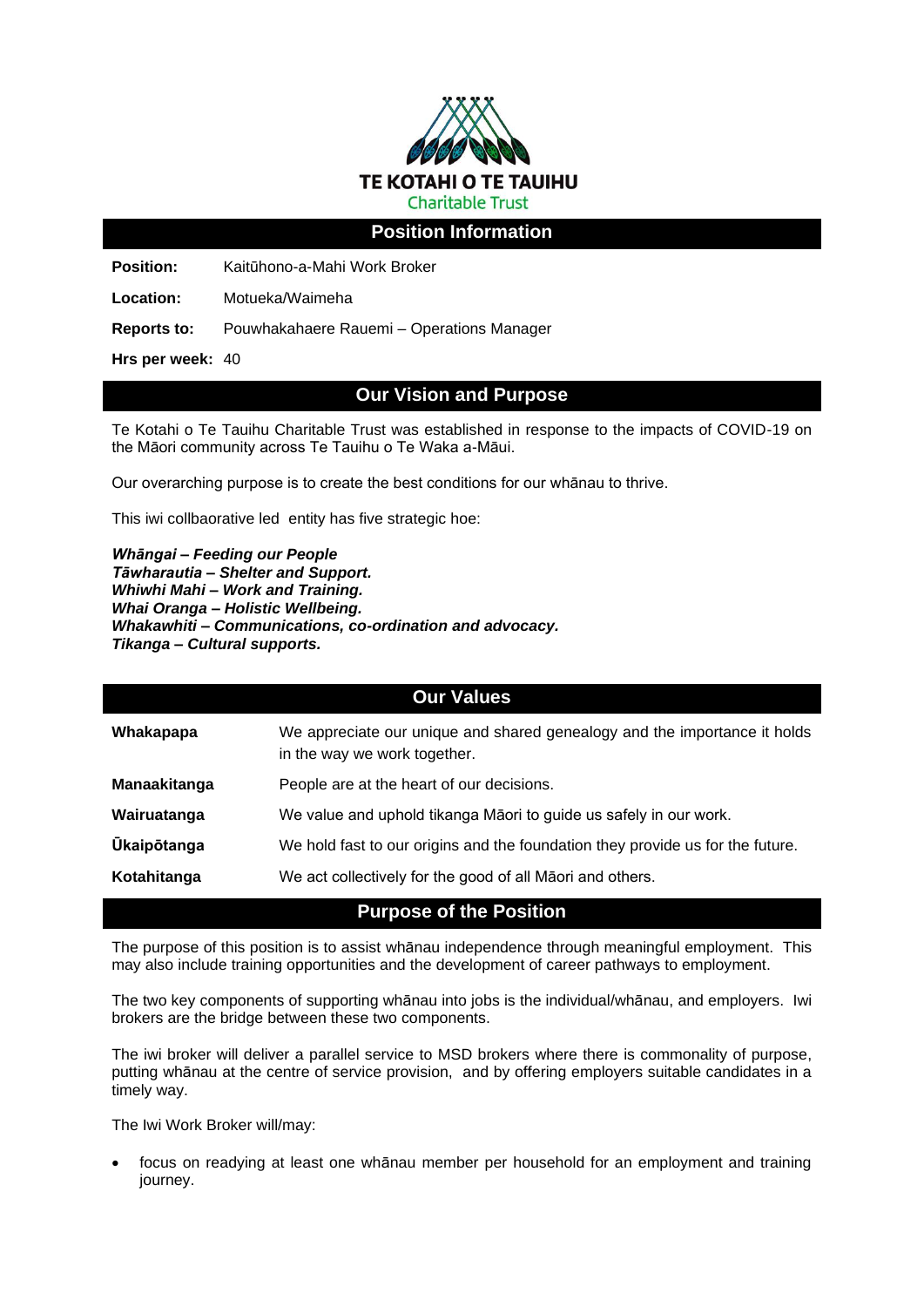# TE KOTAHI O TE TAUIHU

Charitable Trust

## Position Information

**Position:** Kaitūhono-a-Mahi Work Broker

**Location:** Motueka/Waimeha

**Reports to:** Pouwhakahaere Rauemi – Operations Manager

**Hrs per week:** 40

## Our Vision and Purpose

Te Kotahi o Te Tauihu Charitable Trust was established in response to the impacts of COVID-19 on the Māori community across Te Tauihu o Te Waka a-Māui.

Our overarching purpose is to create the best conditions for our whānau to thrive.

This iwi collbaorative led entity has five strategic hoe:

***Whāngai – Feeding our People***
***Tāwharautia – Shelter and Support.***
***Whiwhi Mahi – Work and Training.***
***Whai Oranga – Holistic Wellbeing.***
***Whakawhiti – Communications, co-ordination and advocacy.***
***Tikanga – Cultural supports.***

## Our Values

| | |
|---|---|
| **Whakapapa** | We appreciate our unique and shared genealogy and the importance it holds in the way we work together. |
| **Manaakitanga** | People are at the heart of our decisions. |
| **Wairuatanga** | We value and uphold tikanga Māori to guide us safely in our work. |
| **Ūkaipōtanga** | We hold fast to our origins and the foundation they provide us for the future. |
| **Kotahitanga** | We act collectively for the good of all Māori and others. |

## Purpose of the Position

The purpose of this position is to assist whānau independence through meaningful employment. This may also include training opportunities and the development of career pathways to employment.

The two key components of supporting whānau into jobs is the individual/whānau, and employers. Iwi brokers are the bridge between these two components.

The iwi broker will deliver a parallel service to MSD brokers where there is commonality of purpose, putting whānau at the centre of service provision, and by offering employers suitable candidates in a timely way.

The Iwi Work Broker will/may:

- focus on readying at least one whānau member per household for an employment and training journey.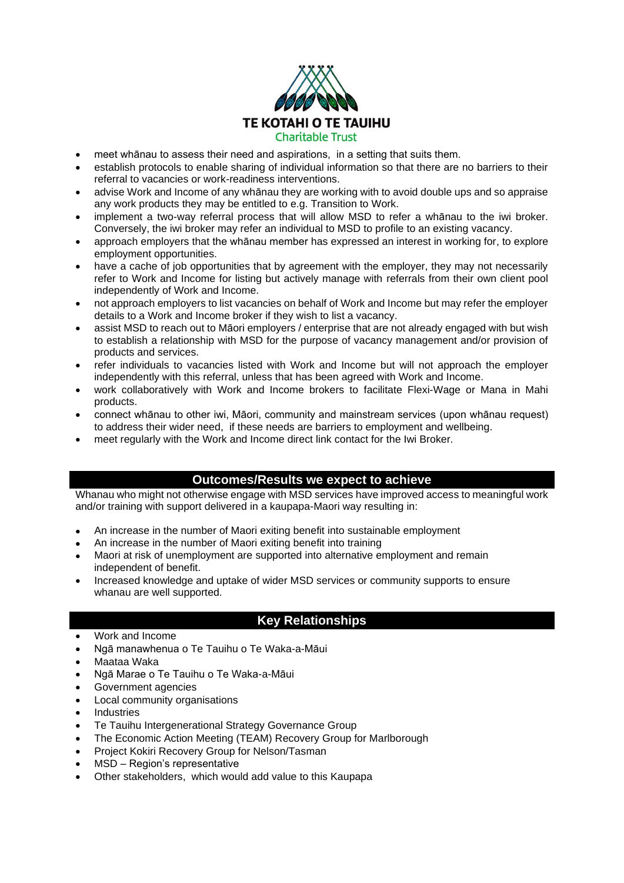**TE KOTAHI O TE TAUIHU**
Charitable Trust

- meet whānau to assess their need and aspirations, in a setting that suits them.
- establish protocols to enable sharing of individual information so that there are no barriers to their referral to vacancies or work-readiness interventions.
- advise Work and Income of any whānau they are working with to avoid double ups and so appraise any work products they may be entitled to e.g. Transition to Work.
- implement a two-way referral process that will allow MSD to refer a whānau to the iwi broker. Conversely, the iwi broker may refer an individual to MSD to profile to an existing vacancy.
- approach employers that the whānau member has expressed an interest in working for, to explore employment opportunities.
- have a cache of job opportunities that by agreement with the employer, they may not necessarily refer to Work and Income for listing but actively manage with referrals from their own client pool independently of Work and Income.
- not approach employers to list vacancies on behalf of Work and Income but may refer the employer details to a Work and Income broker if they wish to list a vacancy.
- assist MSD to reach out to Māori employers / enterprise that are not already engaged with but wish to establish a relationship with MSD for the purpose of vacancy management and/or provision of products and services.
- refer individuals to vacancies listed with Work and Income but will not approach the employer independently with this referral, unless that has been agreed with Work and Income.
- work collaboratively with Work and Income brokers to facilitate Flexi-Wage or Mana in Mahi products.
- connect whānau to other iwi, Māori, community and mainstream services (upon whānau request) to address their wider need, if these needs are barriers to employment and wellbeing.
- meet regularly with the Work and Income direct link contact for the Iwi Broker.

## Outcomes/Results we expect to achieve

Whanau who might not otherwise engage with MSD services have improved access to meaningful work and/or training with support delivered in a kaupapa-Maori way resulting in:

- An increase in the number of Maori exiting benefit into sustainable employment
- An increase in the number of Maori exiting benefit into training
- Maori at risk of unemployment are supported into alternative employment and remain independent of benefit.
- Increased knowledge and uptake of wider MSD services or community supports to ensure whanau are well supported.

## Key Relationships

- Work and Income
- Ngā manawhenua o Te Tauihu o Te Waka-a-Māui
- Maataa Waka
- Ngā Marae o Te Tauihu o Te Waka-a-Māui
- Government agencies
- Local community organisations
- Industries
- Te Tauihu Intergenerational Strategy Governance Group
- The Economic Action Meeting (TEAM) Recovery Group for Marlborough
- Project Kokiri Recovery Group for Nelson/Tasman
- MSD – Region's representative
- Other stakeholders, which would add value to this Kaupapa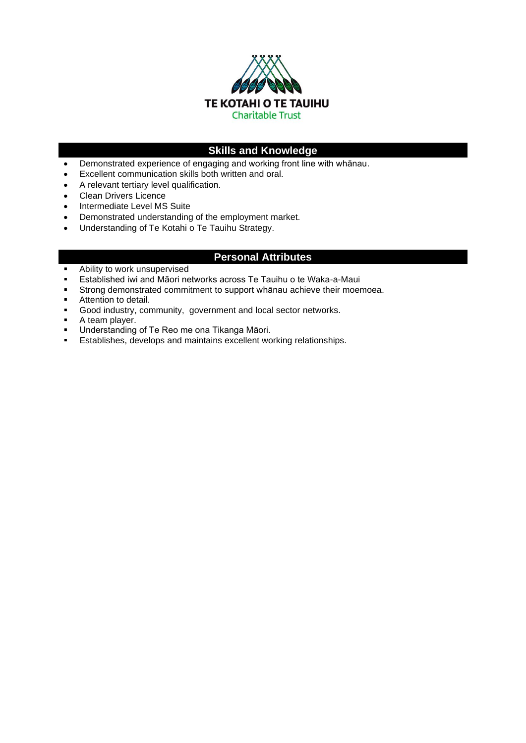TE KOTAHI O TE TAUIHU
Charitable Trust

## Skills and Knowledge

- Demonstrated experience of engaging and working front line with whānau.
- Excellent communication skills both written and oral.
- A relevant tertiary level qualification.
- Clean Drivers Licence
- Intermediate Level MS Suite
- Demonstrated understanding of the employment market.
- Understanding of Te Kotahi o Te Tauihu Strategy.

## Personal Attributes

- Ability to work unsupervised
- Established iwi and Māori networks across Te Tauihu o te Waka-a-Maui
- Strong demonstrated commitment to support whānau achieve their moemoea.
- Attention to detail.
- Good industry, community, government and local sector networks.
- A team player.
- Understanding of Te Reo me ona Tikanga Māori.
- Establishes, develops and maintains excellent working relationships.